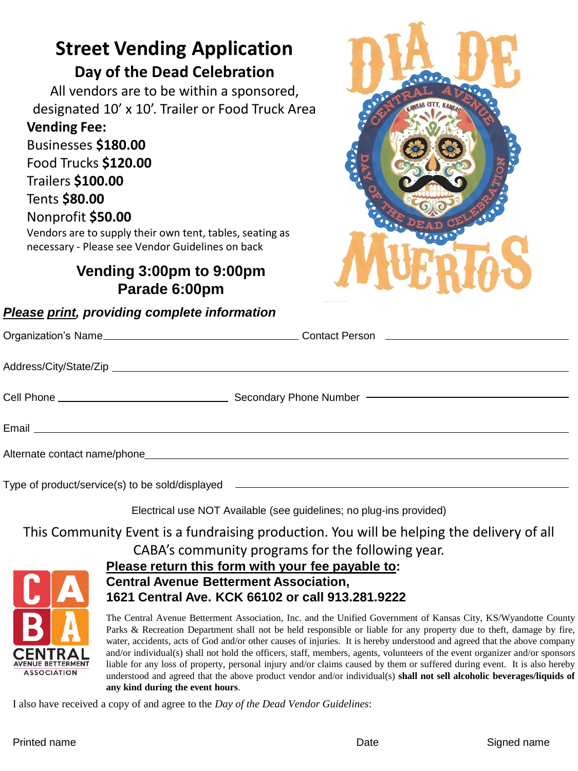# Street Vending Application

## Day of the Dead Celebration

All vendors are to be within a sponsored, designated 10' x 10'. Trailer or Food Truck Area

**Vending Fee:**

Businesses **$180.00**

Food Trucks **$120.00**

Trailers **$100.00**

Tents **$80.00**

Nonprofit **$50.00**

Vendors are to supply their own tent, tables, seating as necessary - Please see Vendor Guidelines on back

**Vending 3:00pm to 9:00pm**
**Parade 6:00pm**

DIA DE MUERTOS — Central Avenue, Kansas City, Kansas — Day of the Dead Celebration

***Please print, providing complete information***

Organization's Name________________________________ Contact Person ________________________________

Address/City/State/Zip ________________________________________________________________

Cell Phone ____________________________ Secondary Phone Number ____________________________

Email ________________________________________________________________

Alternate contact name/phone________________________________________________________________

Type of product/service(s) to be sold/displayed ________________________________________________

Electrical use NOT Available (see guidelines; no plug-ins provided)

This Community Event is a fundraising production. You will be helping the delivery of all CABA's community programs for the following year.

CABA — CENTRAL AVENUE BETTERMENT ASSOCIATION

**Please return this form with your fee payable to:**
**Central Avenue Betterment Association,**
**1621 Central Ave. KCK 66102 or call 913.281.9222**

The Central Avenue Betterment Association, Inc. and the Unified Government of Kansas City, KS/Wyandotte County Parks & Recreation Department shall not be held responsible or liable for any property due to theft, damage by fire, water, accidents, acts of God and/or other causes of injuries. It is hereby understood and agreed that the above company and/or individual(s) shall not hold the officers, staff, members, agents, volunteers of the event organizer and/or sponsors liable for any loss of property, personal injury and/or claims caused by them or suffered during event. It is also hereby understood and agreed that the above product vendor and/or individual(s) **shall not sell alcoholic beverages/liquids of any kind during the event hours**.

I also have received a copy of and agree to the *Day of the Dead Vendor Guidelines*:

Printed name Date Signed name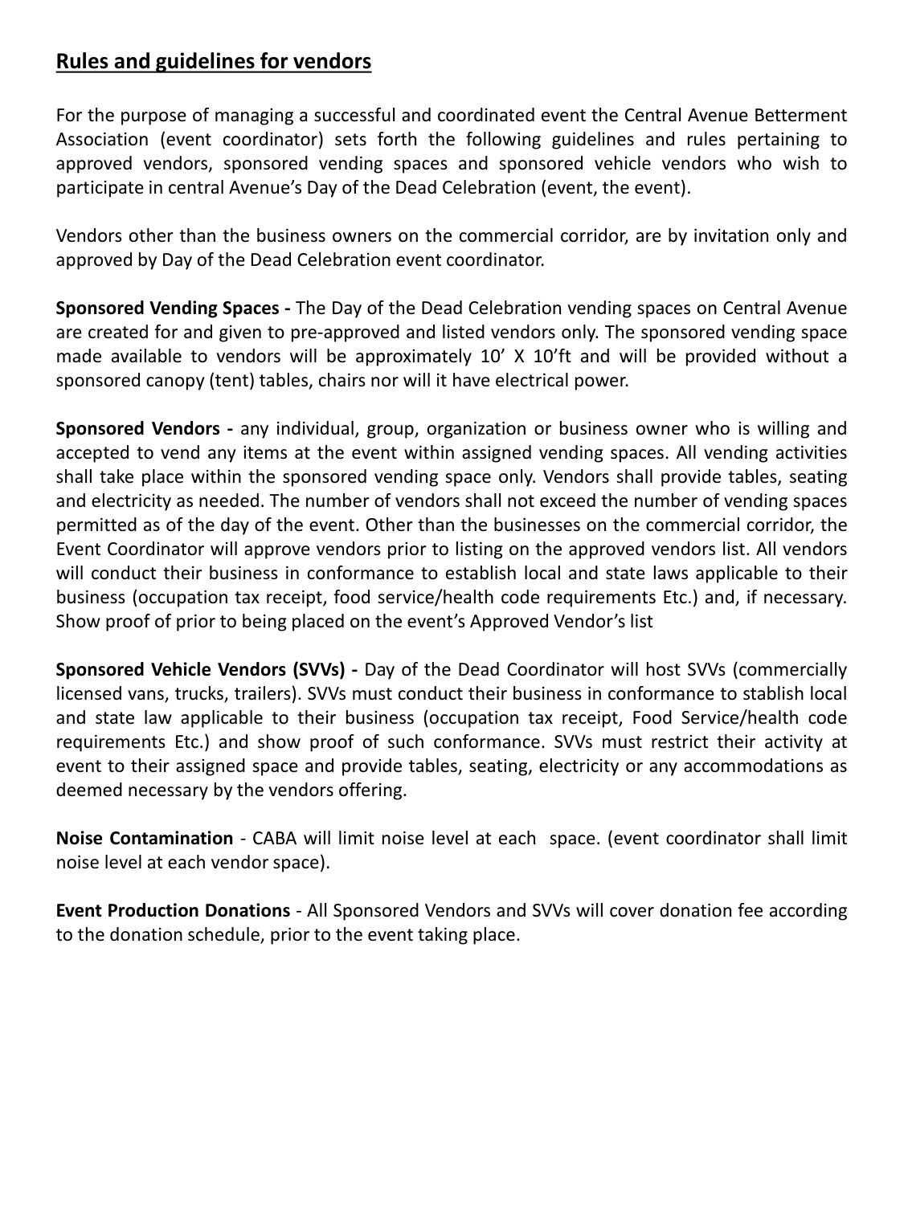## Rules and guidelines for vendors

For the purpose of managing a successful and coordinated event the Central Avenue Betterment Association (event coordinator) sets forth the following guidelines and rules pertaining to approved vendors, sponsored vending spaces and sponsored vehicle vendors who wish to participate in central Avenue's Day of the Dead Celebration (event, the event).

Vendors other than the business owners on the commercial corridor, are by invitation only and approved by Day of the Dead Celebration event coordinator.

**Sponsored Vending Spaces -** The Day of the Dead Celebration vending spaces on Central Avenue are created for and given to pre-approved and listed vendors only. The sponsored vending space made available to vendors will be approximately 10' X 10'ft and will be provided without a sponsored canopy (tent) tables, chairs nor will it have electrical power.

**Sponsored Vendors -** any individual, group, organization or business owner who is willing and accepted to vend any items at the event within assigned vending spaces. All vending activities shall take place within the sponsored vending space only. Vendors shall provide tables, seating and electricity as needed. The number of vendors shall not exceed the number of vending spaces permitted as of the day of the event. Other than the businesses on the commercial corridor, the Event Coordinator will approve vendors prior to listing on the approved vendors list. All vendors will conduct their business in conformance to establish local and state laws applicable to their business (occupation tax receipt, food service/health code requirements Etc.) and, if necessary. Show proof of prior to being placed on the event's Approved Vendor's list

**Sponsored Vehicle Vendors (SVVs) -** Day of the Dead Coordinator will host SVVs (commercially licensed vans, trucks, trailers). SVVs must conduct their business in conformance to stablish local and state law applicable to their business (occupation tax receipt, Food Service/health code requirements Etc.) and show proof of such conformance. SVVs must restrict their activity at event to their assigned space and provide tables, seating, electricity or any accommodations as deemed necessary by the vendors offering.

**Noise Contamination** - CABA will limit noise level at each space. (event coordinator shall limit noise level at each vendor space).

**Event Production Donations** - All Sponsored Vendors and SVVs will cover donation fee according to the donation schedule, prior to the event taking place.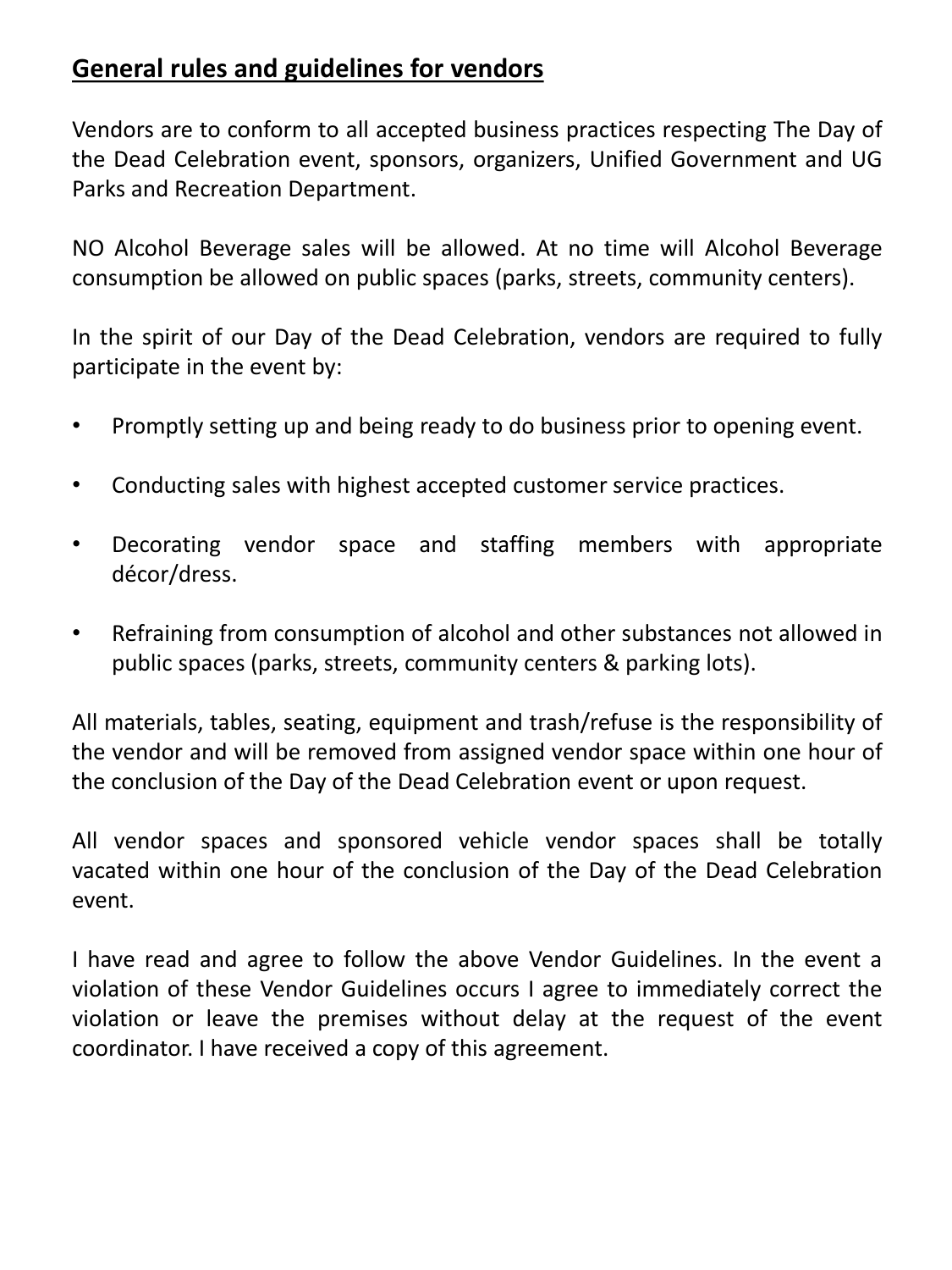## General rules and guidelines for vendors

Vendors are to conform to all accepted business practices respecting The Day of the Dead Celebration event, sponsors, organizers, Unified Government and UG Parks and Recreation Department.

NO Alcohol Beverage sales will be allowed. At no time will Alcohol Beverage consumption be allowed on public spaces (parks, streets, community centers).

In the spirit of our Day of the Dead Celebration, vendors are required to fully participate in the event by:

- Promptly setting up and being ready to do business prior to opening event.
- Conducting sales with highest accepted customer service practices.
- Decorating vendor space and staffing members with appropriate décor/dress.
- Refraining from consumption of alcohol and other substances not allowed in public spaces (parks, streets, community centers & parking lots).

All materials, tables, seating, equipment and trash/refuse is the responsibility of the vendor and will be removed from assigned vendor space within one hour of the conclusion of the Day of the Dead Celebration event or upon request.

All vendor spaces and sponsored vehicle vendor spaces shall be totally vacated within one hour of the conclusion of the Day of the Dead Celebration event.

I have read and agree to follow the above Vendor Guidelines. In the event a violation of these Vendor Guidelines occurs I agree to immediately correct the violation or leave the premises without delay at the request of the event coordinator. I have received a copy of this agreement.